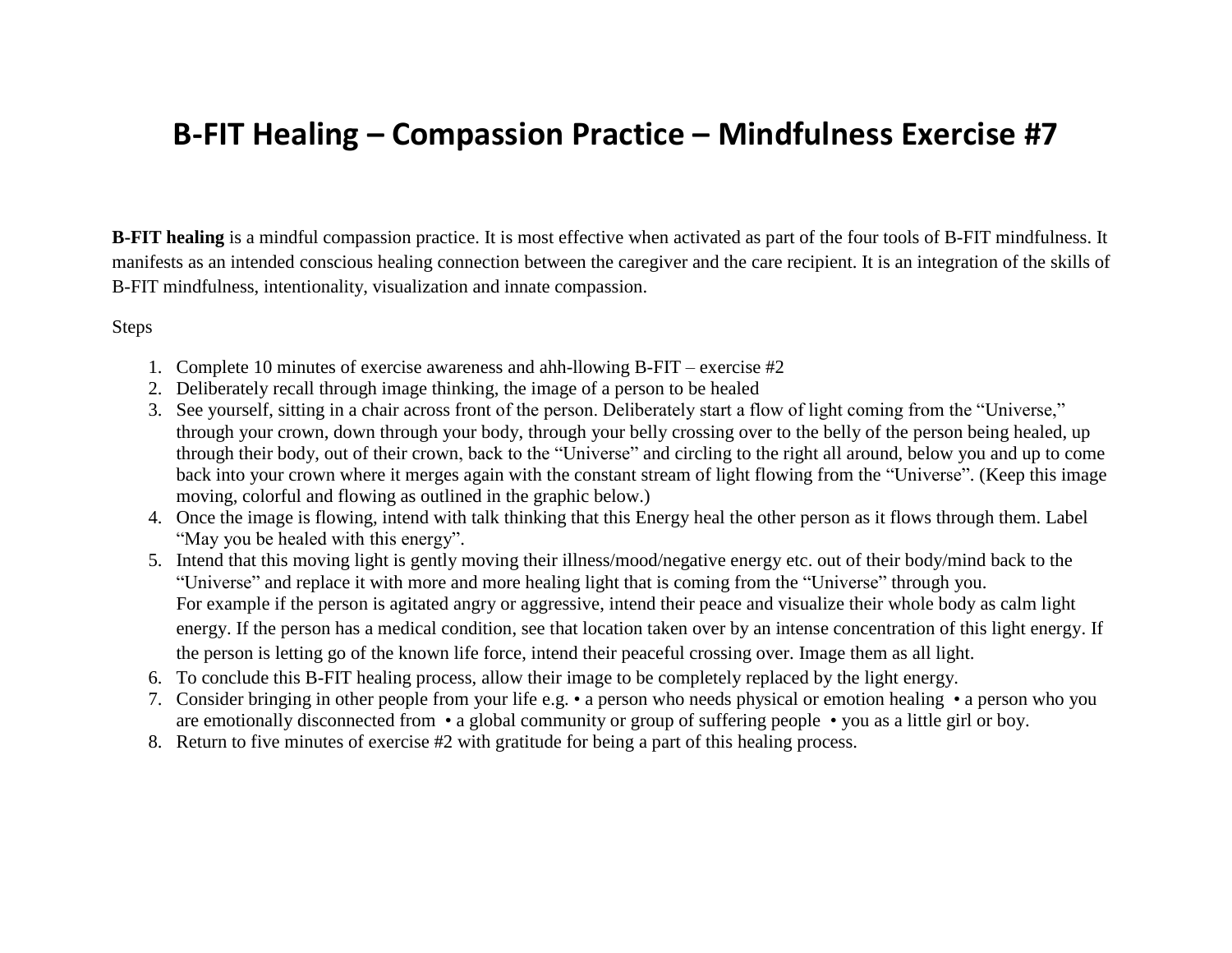# B-FIT Healing – Compassion Practice – Mindfulness Exercise #7

**B-FIT healing** is a mindful compassion practice. It is most effective when activated as part of the four tools of B-FIT mindfulness. It manifests as an intended conscious healing connection between the caregiver and the care recipient. It is an integration of the skills of B-FIT mindfulness, intentionality, visualization and innate compassion.

Steps

1. Complete 10 minutes of exercise awareness and ahh-llowing B-FIT – exercise #2
2. Deliberately recall through image thinking, the image of a person to be healed
3. See yourself, sitting in a chair across front of the person. Deliberately start a flow of light coming from the "Universe," through your crown, down through your body, through your belly crossing over to the belly of the person being healed, up through their body, out of their crown, back to the "Universe" and circling to the right all around, below you and up to come back into your crown where it merges again with the constant stream of light flowing from the "Universe". (Keep this image moving, colorful and flowing as outlined in the graphic below.)
4. Once the image is flowing, intend with talk thinking that this Energy heal the other person as it flows through them. Label "May you be healed with this energy".
5. Intend that this moving light is gently moving their illness/mood/negative energy etc. out of their body/mind back to the "Universe" and replace it with more and more healing light that is coming from the "Universe" through you.
   For example if the person is agitated angry or aggressive, intend their peace and visualize their whole body as calm light energy. If the person has a medical condition, see that location taken over by an intense concentration of this light energy. If the person is letting go of the known life force, intend their peaceful crossing over. Image them as all light.
6. To conclude this B-FIT healing process, allow their image to be completely replaced by the light energy.
7. Consider bringing in other people from your life e.g. • a person who needs physical or emotion healing • a person who you are emotionally disconnected from • a global community or group of suffering people • you as a little girl or boy.
8. Return to five minutes of exercise #2 with gratitude for being a part of this healing process.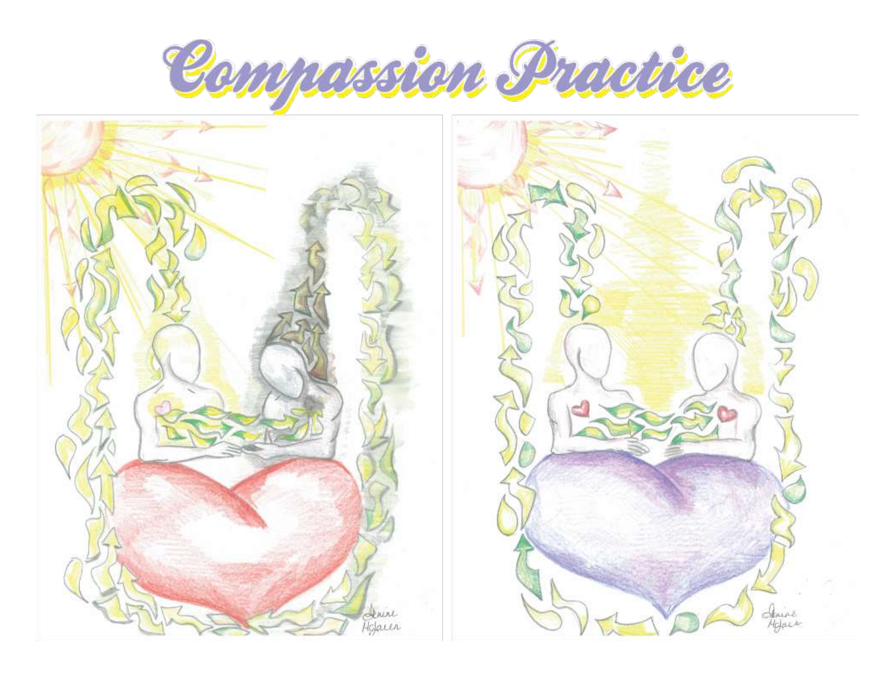# Compassion Practice